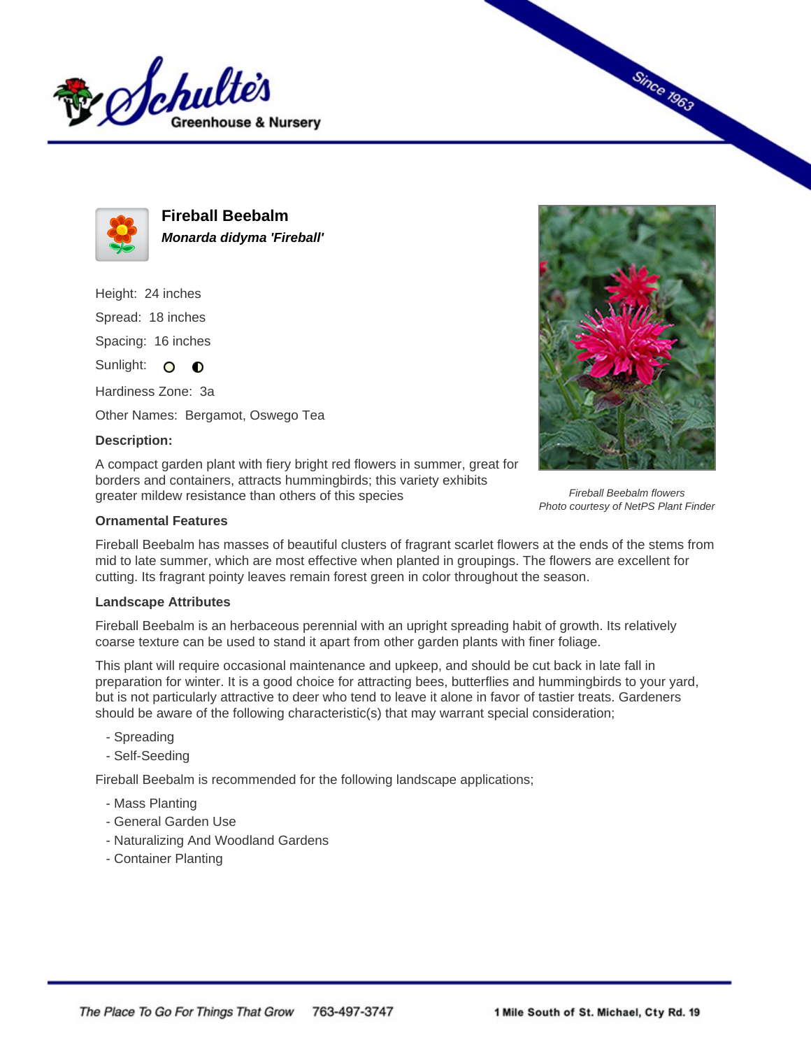# Fireball Beebalm

***Monarda didyma 'Fireball'***

Height: 24 inches

Spread: 18 inches

Spacing: 16 inches

Sunlight:

Hardiness Zone: 3a

Other Names: Bergamot, Oswego Tea

**Description:**

A compact garden plant with fiery bright red flowers in summer, great for borders and containers, attracts hummingbirds; this variety exhibits greater mildew resistance than others of this species

*Fireball Beebalm flowers*
*Photo courtesy of NetPS Plant Finder*

**Ornamental Features**

Fireball Beebalm has masses of beautiful clusters of fragrant scarlet flowers at the ends of the stems from mid to late summer, which are most effective when planted in groupings. The flowers are excellent for cutting. Its fragrant pointy leaves remain forest green in color throughout the season.

**Landscape Attributes**

Fireball Beebalm is an herbaceous perennial with an upright spreading habit of growth. Its relatively coarse texture can be used to stand it apart from other garden plants with finer foliage.

This plant will require occasional maintenance and upkeep, and should be cut back in late fall in preparation for winter. It is a good choice for attracting bees, butterflies and hummingbirds to your yard, but is not particularly attractive to deer who tend to leave it alone in favor of tastier treats. Gardeners should be aware of the following characteristic(s) that may warrant special consideration;

- Spreading
- Self-Seeding

Fireball Beebalm is recommended for the following landscape applications;

- Mass Planting
- General Garden Use
- Naturalizing And Woodland Gardens
- Container Planting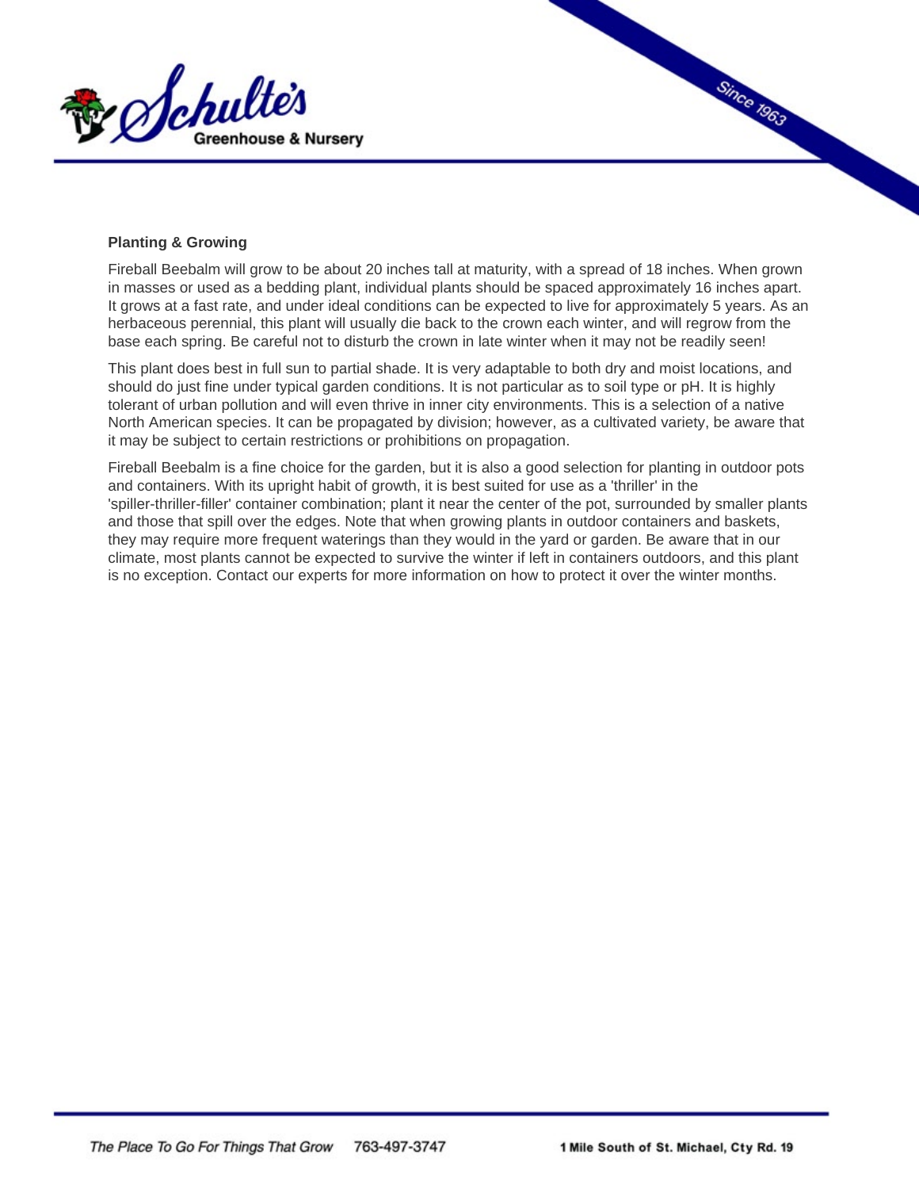**Planting & Growing**

Fireball Beebalm will grow to be about 20 inches tall at maturity, with a spread of 18 inches. When grown in masses or used as a bedding plant, individual plants should be spaced approximately 16 inches apart. It grows at a fast rate, and under ideal conditions can be expected to live for approximately 5 years. As an herbaceous perennial, this plant will usually die back to the crown each winter, and will regrow from the base each spring. Be careful not to disturb the crown in late winter when it may not be readily seen!

This plant does best in full sun to partial shade. It is very adaptable to both dry and moist locations, and should do just fine under typical garden conditions. It is not particular as to soil type or pH. It is highly tolerant of urban pollution and will even thrive in inner city environments. This is a selection of a native North American species. It can be propagated by division; however, as a cultivated variety, be aware that it may be subject to certain restrictions or prohibitions on propagation.

Fireball Beebalm is a fine choice for the garden, but it is also a good selection for planting in outdoor pots and containers. With its upright habit of growth, it is best suited for use as a 'thriller' in the 'spiller-thriller-filler' container combination; plant it near the center of the pot, surrounded by smaller plants and those that spill over the edges. Note that when growing plants in outdoor containers and baskets, they may require more frequent waterings than they would in the yard or garden. Be aware that in our climate, most plants cannot be expected to survive the winter if left in containers outdoors, and this plant is no exception. Contact our experts for more information on how to protect it over the winter months.